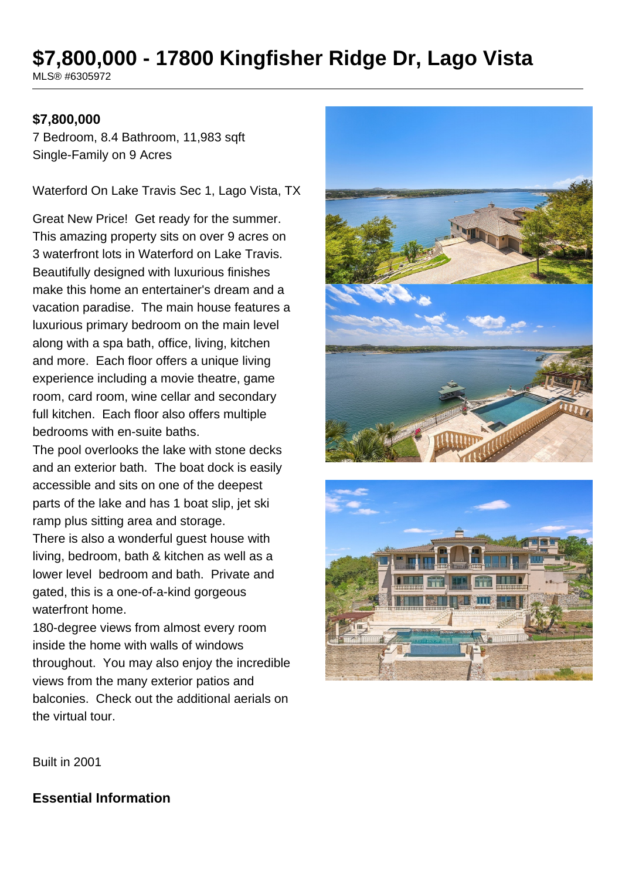# $7,800,000 - 17800 Kingfisher Ridge Dr, Lago Vista

MLS® #6305972

**$7,800,000**

7 Bedroom, 8.4 Bathroom, 11,983 sqft
Single-Family on 9 Acres

Waterford On Lake Travis Sec 1, Lago Vista, TX

Great New Price! Get ready for the summer. This amazing property sits on over 9 acres on 3 waterfront lots in Waterford on Lake Travis. Beautifully designed with luxurious finishes make this home an entertainer's dream and a vacation paradise. The main house features a luxurious primary bedroom on the main level along with a spa bath, office, living, kitchen and more. Each floor offers a unique living experience including a movie theatre, game room, card room, wine cellar and secondary full kitchen. Each floor also offers multiple bedrooms with en-suite baths.
The pool overlooks the lake with stone decks and an exterior bath. The boat dock is easily accessible and sits on one of the deepest parts of the lake and has 1 boat slip, jet ski ramp plus sitting area and storage.
There is also a wonderful guest house with living, bedroom, bath & kitchen as well as a lower level bedroom and bath. Private and gated, this is a one-of-a-kind gorgeous waterfront home.
180-degree views from almost every room inside the home with walls of windows throughout. You may also enjoy the incredible views from the many exterior patios and balconies. Check out the additional aerials on the virtual tour.

Built in 2001

## Essential Information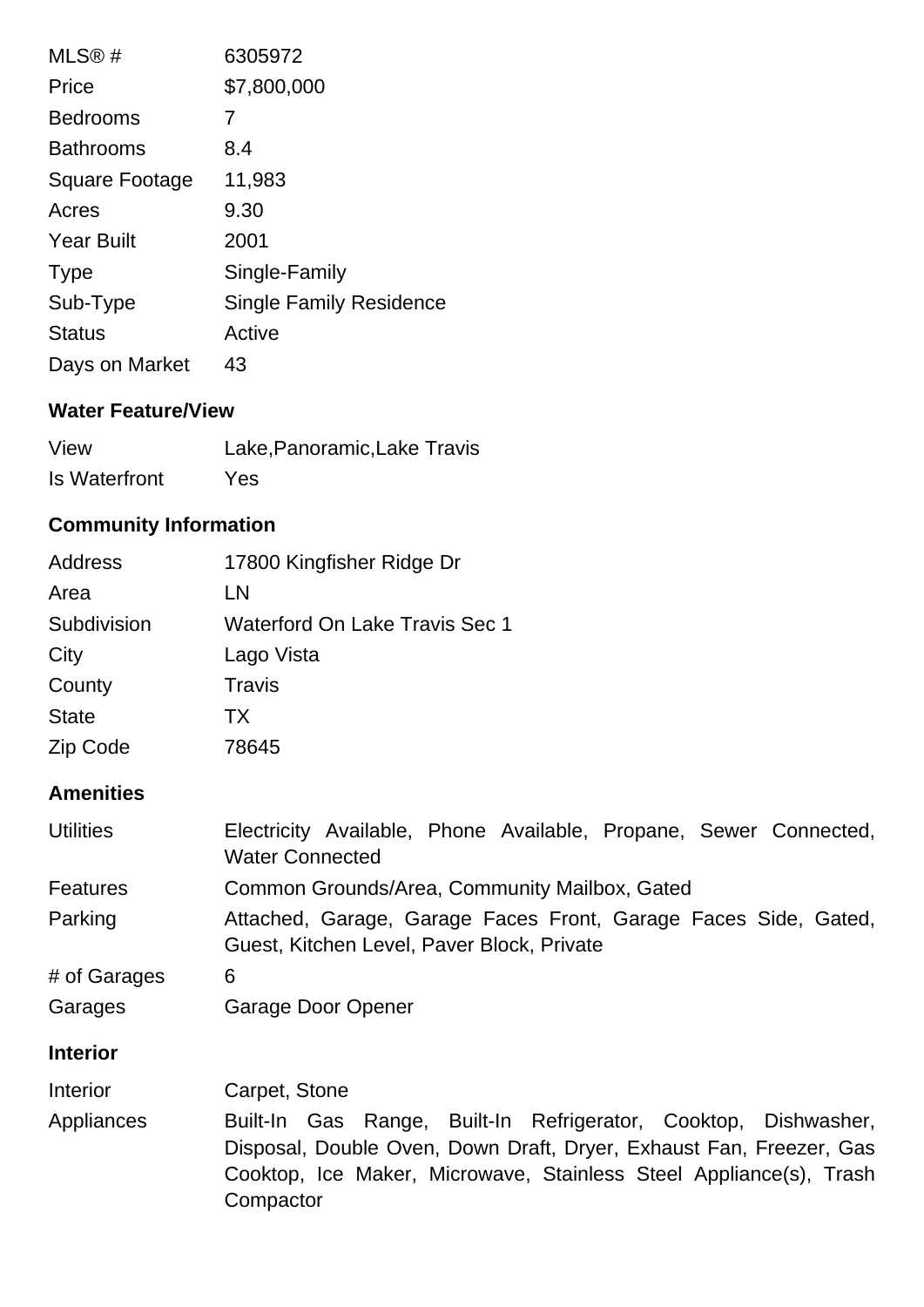| | |
|---|---|
| MLS® # | 6305972 |
| Price | $7,800,000 |
| Bedrooms | 7 |
| Bathrooms | 8.4 |
| Square Footage | 11,983 |
| Acres | 9.30 |
| Year Built | 2001 |
| Type | Single-Family |
| Sub-Type | Single Family Residence |
| Status | Active |
| Days on Market | 43 |

### Water Feature/View

| | |
|---|---|
| View | Lake,Panoramic,Lake Travis |
| Is Waterfront | Yes |

### Community Information

| | |
|---|---|
| Address | 17800 Kingfisher Ridge Dr |
| Area | LN |
| Subdivision | Waterford On Lake Travis Sec 1 |
| City | Lago Vista |
| County | Travis |
| State | TX |
| Zip Code | 78645 |

### Amenities

| | |
|---|---|
| Utilities | Electricity Available, Phone Available, Propane, Sewer Connected, Water Connected |
| Features | Common Grounds/Area, Community Mailbox, Gated |
| Parking | Attached, Garage, Garage Faces Front, Garage Faces Side, Gated, Guest, Kitchen Level, Paver Block, Private |
| # of Garages | 6 |
| Garages | Garage Door Opener |

### Interior

| | |
|---|---|
| Interior | Carpet, Stone |
| Appliances | Built-In Gas Range, Built-In Refrigerator, Cooktop, Dishwasher, Disposal, Double Oven, Down Draft, Dryer, Exhaust Fan, Freezer, Gas Cooktop, Ice Maker, Microwave, Stainless Steel Appliance(s), Trash Compactor |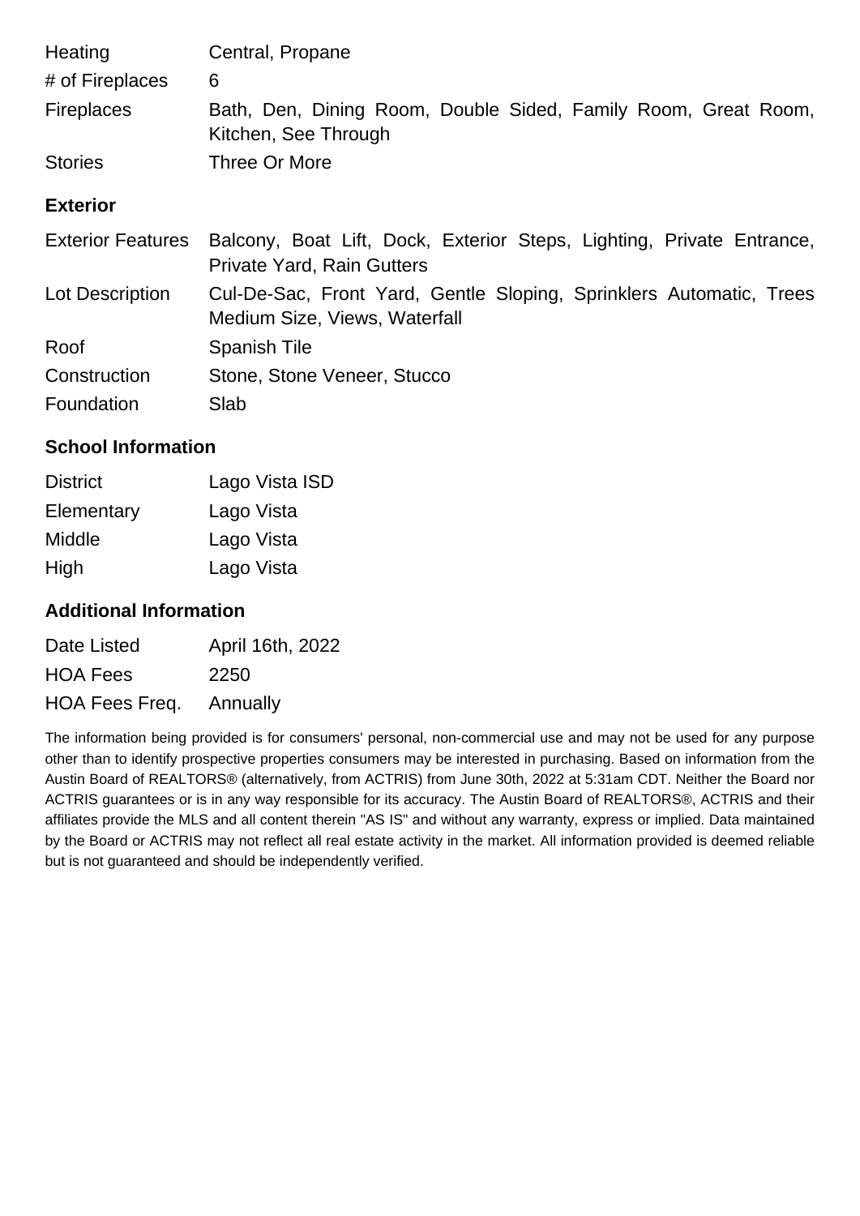| | |
|---|---|
| Heating | Central, Propane |
| # of Fireplaces | 6 |
| Fireplaces | Bath, Den, Dining Room, Double Sided, Family Room, Great Room, Kitchen, See Through |
| Stories | Three Or More |

## Exterior

| | |
|---|---|
| Exterior Features | Balcony, Boat Lift, Dock, Exterior Steps, Lighting, Private Entrance, Private Yard, Rain Gutters |
| Lot Description | Cul-De-Sac, Front Yard, Gentle Sloping, Sprinklers Automatic, Trees Medium Size, Views, Waterfall |
| Roof | Spanish Tile |
| Construction | Stone, Stone Veneer, Stucco |
| Foundation | Slab |

## School Information

| | |
|---|---|
| District | Lago Vista ISD |
| Elementary | Lago Vista |
| Middle | Lago Vista |
| High | Lago Vista |

## Additional Information

| | |
|---|---|
| Date Listed | April 16th, 2022 |
| HOA Fees | 2250 |
| HOA Fees Freq. | Annually |

The information being provided is for consumers' personal, non-commercial use and may not be used for any purpose other than to identify prospective properties consumers may be interested in purchasing. Based on information from the Austin Board of REALTORS® (alternatively, from ACTRIS) from June 30th, 2022 at 5:31am CDT. Neither the Board nor ACTRIS guarantees or is in any way responsible for its accuracy. The Austin Board of REALTORS®, ACTRIS and their affiliates provide the MLS and all content therein "AS IS" and without any warranty, express or implied. Data maintained by the Board or ACTRIS may not reflect all real estate activity in the market. All information provided is deemed reliable but is not guaranteed and should be independently verified.